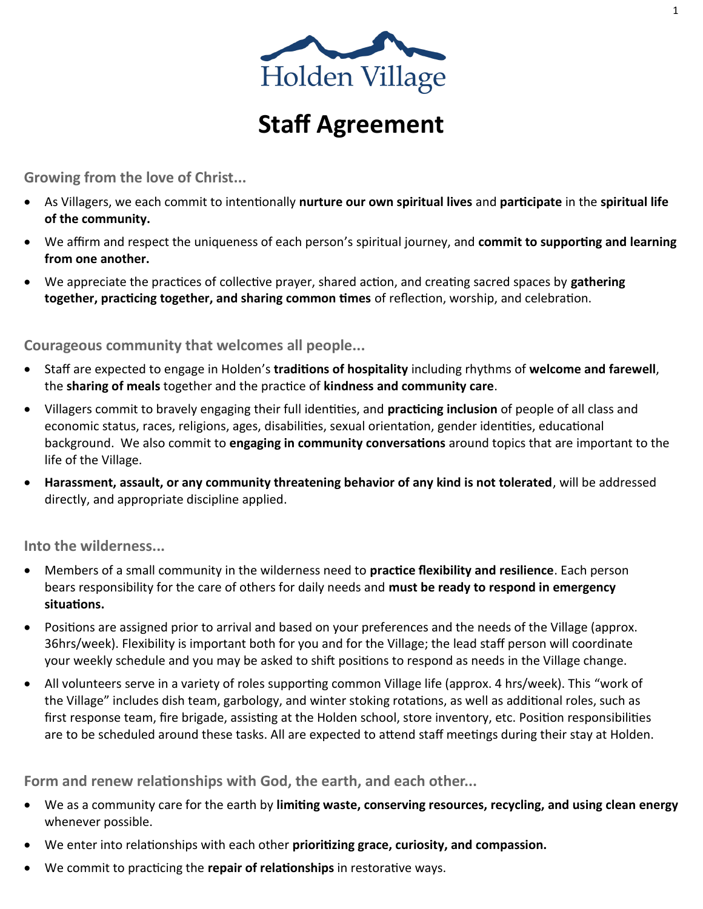Holden Village

# Staff Agreement

## Growing from the love of Christ...

- As Villagers, we each commit to intentionally **nurture our own spiritual lives** and **participate** in the **spiritual life of the community.**
- We affirm and respect the uniqueness of each person's spiritual journey, and **commit to supporting and learning from one another.**
- We appreciate the practices of collective prayer, shared action, and creating sacred spaces by **gathering together, practicing together, and sharing common times** of reflection, worship, and celebration.

## Courageous community that welcomes all people...

- Staff are expected to engage in Holden's **traditions of hospitality** including rhythms of **welcome and farewell**, the **sharing of meals** together and the practice of **kindness and community care**.
- Villagers commit to bravely engaging their full identities, and **practicing inclusion** of people of all class and economic status, races, religions, ages, disabilities, sexual orientation, gender identities, educational background. We also commit to **engaging in community conversations** around topics that are important to the life of the Village.
- **Harassment, assault, or any community threatening behavior of any kind is not tolerated**, will be addressed directly, and appropriate discipline applied.

## Into the wilderness...

- Members of a small community in the wilderness need to **practice flexibility and resilience**. Each person bears responsibility for the care of others for daily needs and **must be ready to respond in emergency situations.**
- Positions are assigned prior to arrival and based on your preferences and the needs of the Village (approx. 36hrs/week). Flexibility is important both for you and for the Village; the lead staff person will coordinate your weekly schedule and you may be asked to shift positions to respond as needs in the Village change.
- All volunteers serve in a variety of roles supporting common Village life (approx. 4 hrs/week). This "work of the Village" includes dish team, garbology, and winter stoking rotations, as well as additional roles, such as first response team, fire brigade, assisting at the Holden school, store inventory, etc. Position responsibilities are to be scheduled around these tasks. All are expected to attend staff meetings during their stay at Holden.

## Form and renew relationships with God, the earth, and each other...

- We as a community care for the earth by **limiting waste, conserving resources, recycling, and using clean energy** whenever possible.
- We enter into relationships with each other **prioritizing grace, curiosity, and compassion.**
- We commit to practicing the **repair of relationships** in restorative ways.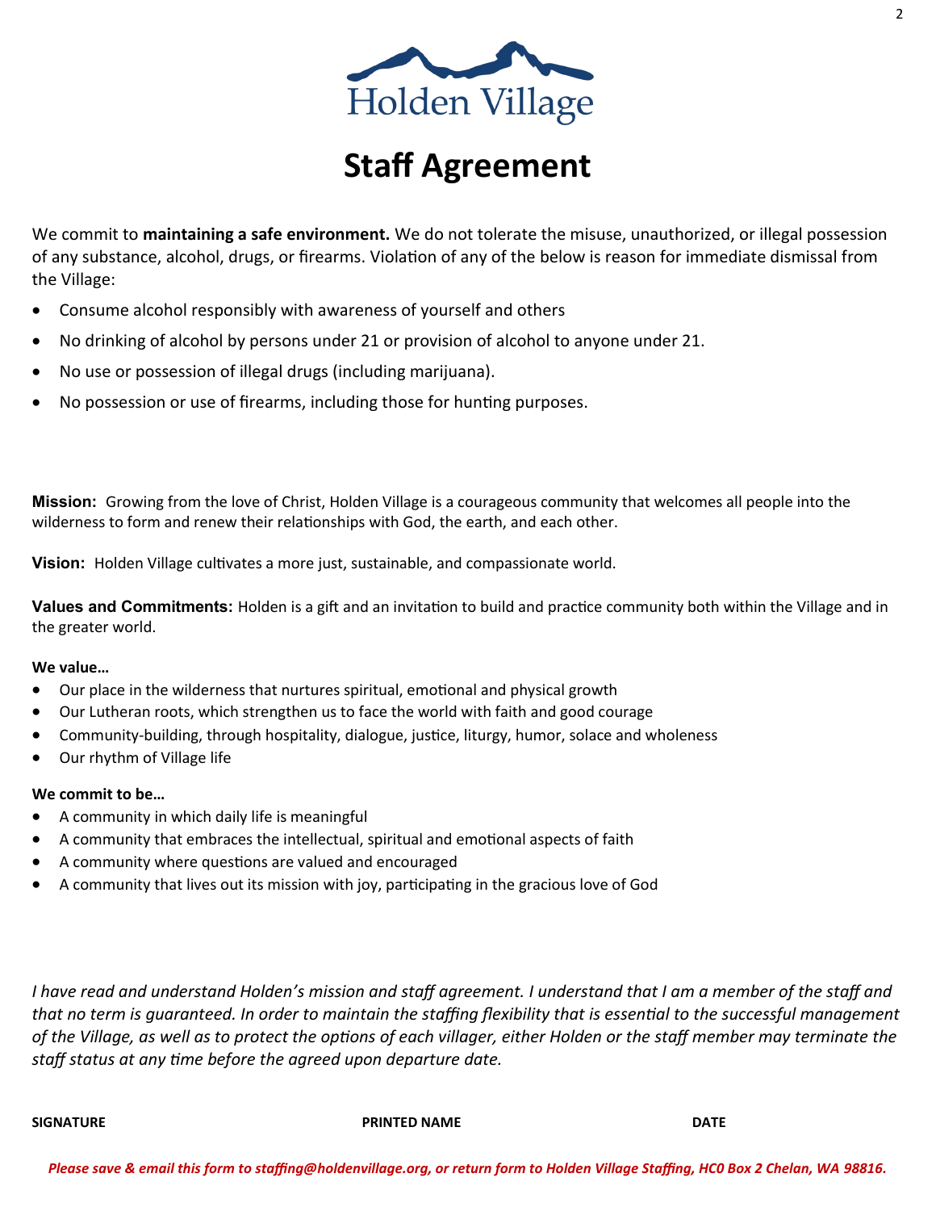Holden Village

# Staff Agreement

We commit to **maintaining a safe environment.** We do not tolerate the misuse, unauthorized, or illegal possession of any substance, alcohol, drugs, or firearms. Violation of any of the below is reason for immediate dismissal from the Village:

- Consume alcohol responsibly with awareness of yourself and others
- No drinking of alcohol by persons under 21 or provision of alcohol to anyone under 21.
- No use or possession of illegal drugs (including marijuana).
- No possession or use of firearms, including those for hunting purposes.

**Mission:** Growing from the love of Christ, Holden Village is a courageous community that welcomes all people into the wilderness to form and renew their relationships with God, the earth, and each other.

**Vision:** Holden Village cultivates a more just, sustainable, and compassionate world.

**Values and Commitments:** Holden is a gift and an invitation to build and practice community both within the Village and in the greater world.

**We value…**

- Our place in the wilderness that nurtures spiritual, emotional and physical growth
- Our Lutheran roots, which strengthen us to face the world with faith and good courage
- Community-building, through hospitality, dialogue, justice, liturgy, humor, solace and wholeness
- Our rhythm of Village life

**We commit to be…**

- A community in which daily life is meaningful
- A community that embraces the intellectual, spiritual and emotional aspects of faith
- A community where questions are valued and encouraged
- A community that lives out its mission with joy, participating in the gracious love of God

*I have read and understand Holden's mission and staff agreement. I understand that I am a member of the staff and that no term is guaranteed. In order to maintain the staffing flexibility that is essential to the successful management of the Village, as well as to protect the options of each villager, either Holden or the staff member may terminate the staff status at any time before the agreed upon departure date.*

**SIGNATURE** **PRINTED NAME** **DATE**

***Please save & email this form to staffing@holdenvillage.org, or return form to Holden Village Staffing, HC0 Box 2 Chelan, WA 98816.***